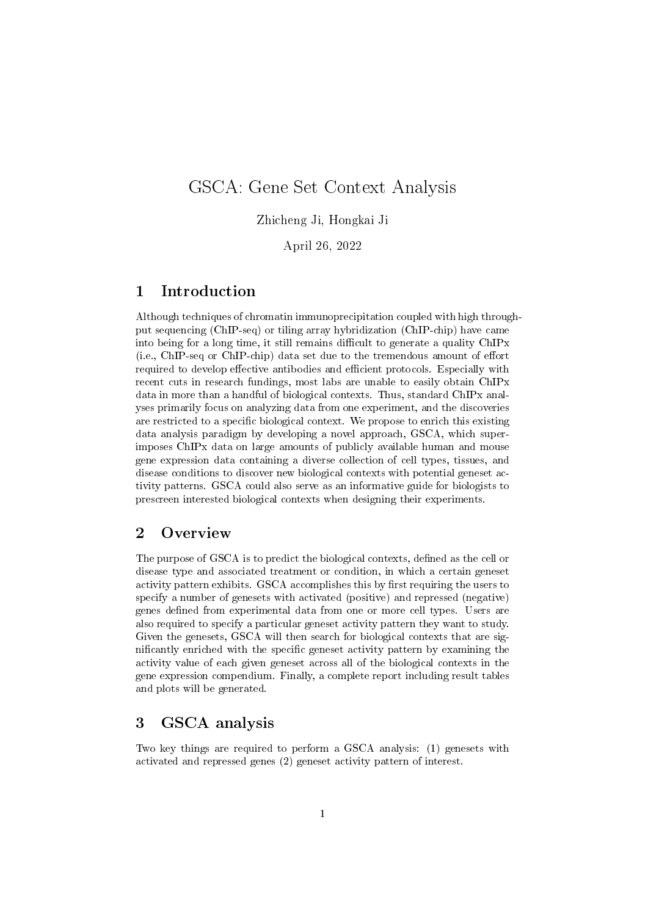# GSCA: Gene Set Context Analysis

Zhicheng Ji, Hongkai Ji

April 26, 2022

## 1 Introduction

Although techniques of chromatin immunoprecipitation coupled with high throughput sequencing (ChIP-seq) or tiling array hybridization (ChIP-chip) have came into being for a long time, it still remains difficult to generate a quality ChIPx (i.e., ChIP-seq or ChIP-chip) data set due to the tremendous amount of effort required to develop effective antibodies and efficient protocols. Especially with recent cuts in research fundings, most labs are unable to easily obtain ChIPx data in more than a handful of biological contexts. Thus, standard ChIPx analyses primarily focus on analyzing data from one experiment, and the discoveries are restricted to a specific biological context. We propose to enrich this existing data analysis paradigm by developing a novel approach, GSCA, which superimposes ChIPx data on large amounts of publicly available human and mouse gene expression data containing a diverse collection of cell types, tissues, and disease conditions to discover new biological contexts with potential geneset activity patterns. GSCA could also serve as an informative guide for biologists to prescreen interested biological contexts when designing their experiments.

## 2 Overview

The purpose of GSCA is to predict the biological contexts, defined as the cell or disease type and associated treatment or condition, in which a certain geneset activity pattern exhibits. GSCA accomplishes this by first requiring the users to specify a number of genesets with activated (positive) and repressed (negative) genes defined from experimental data from one or more cell types. Users are also required to specify a particular geneset activity pattern they want to study. Given the genesets, GSCA will then search for biological contexts that are significantly enriched with the specific geneset activity pattern by examining the activity value of each given geneset across all of the biological contexts in the gene expression compendium. Finally, a complete report including result tables and plots will be generated.

## 3 GSCA analysis

Two key things are required to perform a GSCA analysis: (1) genesets with activated and repressed genes (2) geneset activity pattern of interest.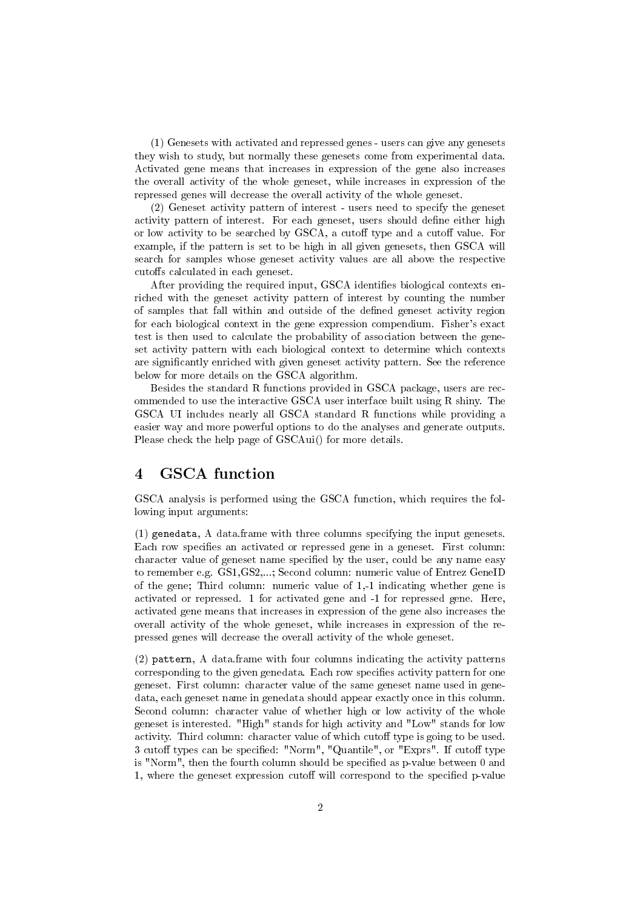(1) Genesets with activated and repressed genes - users can give any genesets they wish to study, but normally these genesets come from experimental data. Activated gene means that increases in expression of the gene also increases the overall activity of the whole geneset, while increases in expression of the repressed genes will decrease the overall activity of the whole geneset.

(2) Geneset activity pattern of interest - users need to specify the geneset activity pattern of interest. For each geneset, users should define either high or low activity to be searched by GSCA, a cutoff type and a cutoff value. For example, if the pattern is set to be high in all given genesets, then GSCA will search for samples whose geneset activity values are all above the respective cutoffs calculated in each geneset.

After providing the required input, GSCA identifies biological contexts enriched with the geneset activity pattern of interest by counting the number of samples that fall within and outside of the defined geneset activity region for each biological context in the gene expression compendium. Fisher's exact test is then used to calculate the probability of association between the geneset activity pattern with each biological context to determine which contexts are significantly enriched with given geneset activity pattern. See the reference below for more details on the GSCA algorithm.

Besides the standard R functions provided in GSCA package, users are recommended to use the interactive GSCA user interface built using R shiny. The GSCA UI includes nearly all GSCA standard R functions while providing a easier way and more powerful options to do the analyses and generate outputs. Please check the help page of GSCAui() for more details.

# 4 GSCA function

GSCA analysis is performed using the GSCA function, which requires the following input arguments:

(1) `genedata`, A data.frame with three columns specifying the input genesets. Each row specifies an activated or repressed gene in a geneset. First column: character value of geneset name specified by the user, could be any name easy to remember e.g. GS1,GS2,...; Second column: numeric value of Entrez GeneID of the gene; Third column: numeric value of 1,-1 indicating whether gene is activated or repressed. 1 for activated gene and -1 for repressed gene. Here, activated gene means that increases in expression of the gene also increases the overall activity of the whole geneset, while increases in expression of the repressed genes will decrease the overall activity of the whole geneset.

(2) `pattern`, A data.frame with four columns indicating the activity patterns corresponding to the given genedata. Each row specifies activity pattern for one geneset. First column: character value of the same geneset name used in genedata, each geneset name in genedata should appear exactly once in this column. Second column: character value of whether high or low activity of the whole geneset is interested. "High" stands for high activity and "Low" stands for low activity. Third column: character value of which cutoff type is going to be used. 3 cutoff types can be specified: "Norm", "Quantile", or "Exprs". If cutoff type is "Norm", then the fourth column should be specified as p-value between 0 and 1, where the geneset expression cutoff will correspond to the specified p-value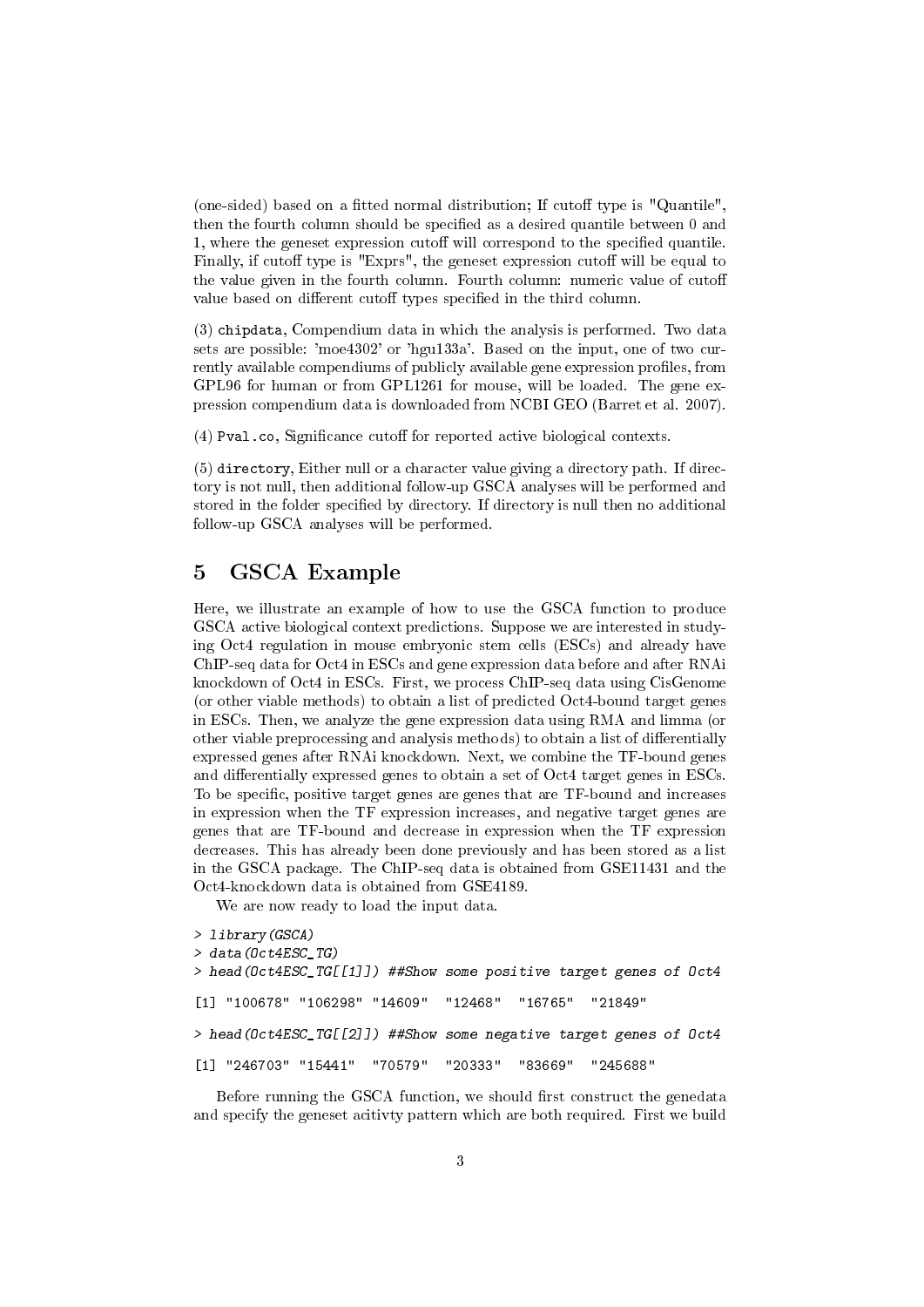(one-sided) based on a fitted normal distribution; If cutoff type is "Quantile", then the fourth column should be specified as a desired quantile between 0 and 1, where the geneset expression cutoff will correspond to the specified quantile. Finally, if cutoff type is "Exprs", the geneset expression cutoff will be equal to the value given in the fourth column. Fourth column: numeric value of cutoff value based on different cutoff types specified in the third column.

(3) `chipdata`, Compendium data in which the analysis is performed. Two data sets are possible: 'moe4302' or 'hgu133a'. Based on the input, one of two currently available compendiums of publicly available gene expression profiles, from GPL96 for human or from GPL1261 for mouse, will be loaded. The gene expression compendium data is downloaded from NCBI GEO (Barret et al. 2007).

(4) `Pval.co`, Significance cutoff for reported active biological contexts.

(5) `directory`, Either null or a character value giving a directory path. If directory is not null, then additional follow-up GSCA analyses will be performed and stored in the folder specified by directory. If directory is null then no additional follow-up GSCA analyses will be performed.

## 5 GSCA Example

Here, we illustrate an example of how to use the GSCA function to produce GSCA active biological context predictions. Suppose we are interested in studying Oct4 regulation in mouse embryonic stem cells (ESCs) and already have ChIP-seq data for Oct4 in ESCs and gene expression data before and after RNAi knockdown of Oct4 in ESCs. First, we process ChIP-seq data using CisGenome (or other viable methods) to obtain a list of predicted Oct4-bound target genes in ESCs. Then, we analyze the gene expression data using RMA and limma (or other viable preprocessing and analysis methods) to obtain a list of differentially expressed genes after RNAi knockdown. Next, we combine the TF-bound genes and differentially expressed genes to obtain a set of Oct4 target genes in ESCs. To be specific, positive target genes are genes that are TF-bound and increases in expression when the TF expression increases, and negative target genes are genes that are TF-bound and decrease in expression when the TF expression decreases. This has already been done previously and has been stored as a list in the GSCA package. The ChIP-seq data is obtained from GSE11431 and the Oct4-knockdown data is obtained from GSE4189.

We are now ready to load the input data.

```
> library(GSCA)
> data(Oct4ESC_TG)
> head(Oct4ESC_TG[[1]]) ##Show some positive target genes of Oct4

[1] "100678" "106298" "14609"  "12468"  "16765"  "21849"

> head(Oct4ESC_TG[[2]]) ##Show some negative target genes of Oct4

[1] "246703" "15441"  "70579"  "20333"  "83669"  "245688"
```

Before running the GSCA function, we should first construct the genedata and specify the geneset acitivty pattern which are both required. First we build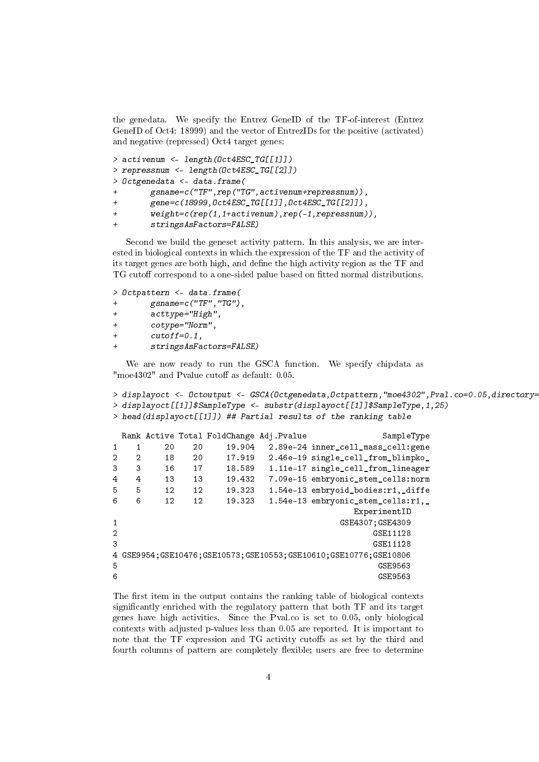the genedata. We specify the Entrez GeneID of the TF-of-interest (Entrez GeneID of Oct4: 18999) and the vector of EntrezIDs for the positive (activated) and negative (repressed) Oct4 target genes:

```
> activenum <- length(Oct4ESC_TG[[1]])
> repressnum <- length(Oct4ESC_TG[[2]])
> Octgenedata <- data.frame(
+       gsname=c("TF",rep("TG",activenum+repressnum)),
+       gene=c(18999,Oct4ESC_TG[[1]],Oct4ESC_TG[[2]]),
+       weight=c(rep(1,1+activenum),rep(-1,repressnum)),
+       stringsAsFactors=FALSE)
```

Second we build the geneset activity pattern. In this analysis, we are interested in biological contexts in which the expression of the TF and the activity of its target genes are both high, and define the high activity region as the TF and TG cutoff correspond to a one-sided palue based on fitted normal distributions.

```
> Octpattern <- data.frame(
+       gsname=c("TF","TG"),
+       acttype="High",
+       cotype="Norm",
+       cutoff=0.1,
+       stringsAsFactors=FALSE)
```

We are now ready to run the GSCA function. We specify chipdata as "moe4302" and Pvalue cutoff as default: 0.05.

```
> displayoct <- Octoutput <- GSCA(Octgenedata,Octpattern,"moe4302",Pval.co=0.05,directory=
> displayoct[[1]]$SampleType <- substr(displayoct[[1]]$SampleType,1,25)
> head(displayoct[[1]]) ## Partial results of the ranking table

  Rank Active Total FoldChange Adj.Pvalue                SampleType
1    1     20    20     19.904   2.89e-24 inner_cell_mass_cell:gene
2    2     18    20     17.919   2.46e-19 single_cell_from_blimpko_
3    3     16    17     18.589   1.11e-17 single_cell_from_lineager
4    4     13    13     19.432   7.09e-15 embryonic_stem_cells:norm
5    5     12    12     19.323   1.54e-13 embryoid_bodies:r1,_diffe
6    6     12    12     19.323   1.54e-13 embryonic_stem_cells:r1,_
                                               ExperimentID
1                                             GSE4307;GSE4309
2                                                    GSE11128
3                                                    GSE11128
4 GSE9954;GSE10476;GSE10573;GSE10553;GSE10610;GSE10776;GSE10806
5                                                     GSE9563
6                                                     GSE9563
```

The first item in the output contains the ranking table of biological contexts significantly enriched with the regulatory pattern that both TF and its target genes have high activities. Since the Pval.co is set to 0.05, only biological contexts with adjusted p-values less than 0.05 are reported. It is important to note that the TF expression and TG activity cutoffs as set by the third and fourth columns of pattern are completely flexible; users are free to determine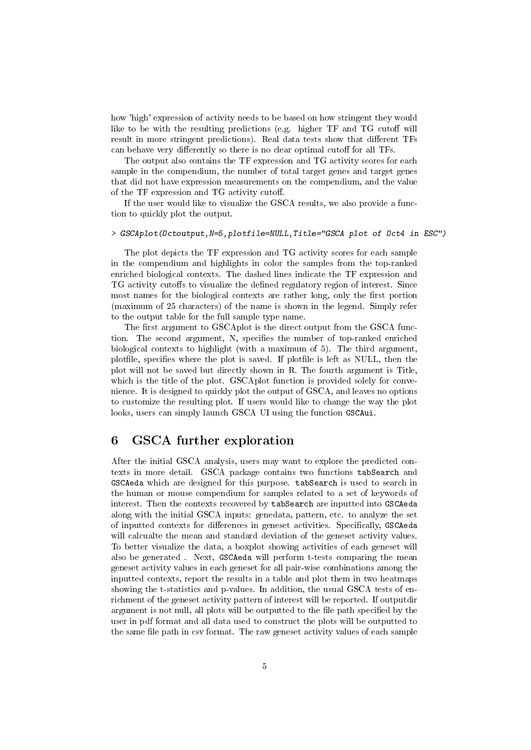how 'high' expression of activity needs to be based on how stringent they would like to be with the resulting predictions (e.g. higher TF and TG cutoff will result in more stringent predictions). Real data tests show that different TFs can behave very differently so there is no clear optimal cutoff for all TFs.

The output also contains the TF expression and TG activity scores for each sample in the compendium, the number of total target genes and target genes that did not have expression measurements on the compendium, and the value of the TF expression and TG activity cutoff.

If the user would like to visualize the GSCA results, we also provide a function to quickly plot the output.

```
> GSCAplot(Octoutput,N=5,plotfile=NULL,Title="GSCA plot of Oct4 in ESC")
```

The plot depicts the TF expression and TG activity scores for each sample in the compendium and highlights in color the samples from the top-ranked enriched biological contexts. The dashed lines indicate the TF expression and TG activity cutoffs to visualize the defined regulatory region of interest. Since most names for the biological contexts are rather long, only the first portion (maximum of 25 characters) of the name is shown in the legend. Simply refer to the output table for the full sample type name.

The first argument to GSCAplot is the direct output from the GSCA function. The second argument, N, specifies the number of top-ranked enriched biological contexts to highlight (with a maximum of 5). The third argument, plotfile, specifies where the plot is saved. If plotfile is left as NULL, then the plot will not be saved but directly shown in R. The fourth argument is Title, which is the title of the plot. GSCAplot function is provided solely for convenience. It is designed to quickly plot the output of GSCA, and leaves no options to customize the resulting plot. If users would like to change the way the plot looks, users can simply launch GSCA UI using the function `GSCAui`.

# 6 GSCA further exploration

After the initial GSCA analysis, users may want to explore the predicted contexts in more detail. GSCA package contains two functions `tabSearch` and `GSCAeda` which are designed for this purpose. `tabSearch` is used to search in the human or mouse compendium for samples related to a set of keywords of interest. Then the contexts recovered by `tabSearch` are inputted into `GSCAeda` along with the initial GSCA inputs: genedata, pattern, etc. to analyze the set of inputted contexts for differences in geneset activities. Specifically, `GSCAeda` will calcualte the mean and standard deviation of the geneset activity values. To better visualize the data, a boxplot showing activities of each geneset will also be generated . Next, `GSCAeda` will perform t-tests comparing the mean geneset activity values in each geneset for all pair-wise combinations among the inputted contexts, report the results in a table and plot them in two heatmaps showing the t-statistics and p-values. In addition, the usual GSCA tests of enrichment of the geneset activity pattern of interest will be reported. If outputdir argument is not null, all plots will be outputted to the file path specified by the user in pdf format and all data used to construct the plots will be outputted to the same file path in csv format. The raw geneset activity values of each sample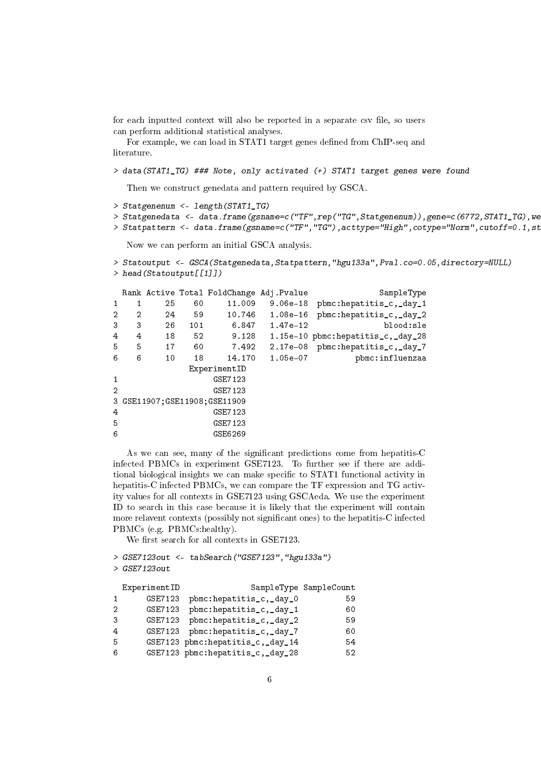for each inputted context will also be reported in a separate csv file, so users can perform additional statistical analyses.

For example, we can load in STAT1 target genes defined from ChIP-seq and literature.

```
> data(STAT1_TG) ### Note, only activated (+) STAT1 target genes were found
```

Then we construct genedata and pattern required by GSCA.

```
> Statgenenum <- length(STAT1_TG)
> Statgenedata <- data.frame(gsname=c("TF",rep("TG",Statgenenum)),gene=c(6772,STAT1_TG),we
> Statpattern <- data.frame(gsname=c("TF","TG"),acttype="High",cotype="Norm",cutoff=0.1,st
```

Now we can perform an initial GSCA analysis.

```
> Statoutput <- GSCA(Statgenedata,Statpattern,"hgu133a",Pval.co=0.05,directory=NULL)
> head(Statoutput[[1]])

  Rank Active Total FoldChange Adj.Pvalue                SampleType
1    1     25    60     11.009   9.06e-18  pbmc:hepatitis_c,_day_1
2    2     24    59     10.746   1.08e-16  pbmc:hepatitis_c,_day_2
3    3     26   101      6.847   1.47e-12                blood:sle
4    4     18    52      9.128   1.15e-10 pbmc:hepatitis_c,_day_28
5    5     17    60      7.492   2.17e-08  pbmc:hepatitis_c,_day_7
6    6     10    18     14.170   1.05e-07           pbmc:influenzaa
              ExperimentID
1                  GSE7123
2                  GSE7123
3 GSE11907;GSE11908;GSE11909
4                  GSE7123
5                  GSE7123
6                  GSE6269
```

As we can see, many of the significant predictions come from hepatitis-C infected PBMCs in experiment GSE7123. To further see if there are additional biological insights we can make specific to STAT1 functional activity in hepatitis-C infected PBMCs, we can compare the TF expression and TG activity values for all contexts in GSE7123 using GSCAeda. We use the experiment ID to search in this case because it is likely that the experiment will contain more relavent contexts (possibly not significant ones) to the hepatitis-C infected PBMCs (e.g. PBMCs:healthy).

We first search for all contexts in GSE7123.

```
> GSE7123out <- tabSearch("GSE7123","hgu133a")
> GSE7123out

  ExperimentID               SampleType SampleCount
1      GSE7123  pbmc:hepatitis_c,_day_0          59
2      GSE7123  pbmc:hepatitis_c,_day_1          60
3      GSE7123  pbmc:hepatitis_c,_day_2          59
4      GSE7123  pbmc:hepatitis_c,_day_7          60
5      GSE7123 pbmc:hepatitis_c,_day_14          54
6      GSE7123 pbmc:hepatitis_c,_day_28          52
```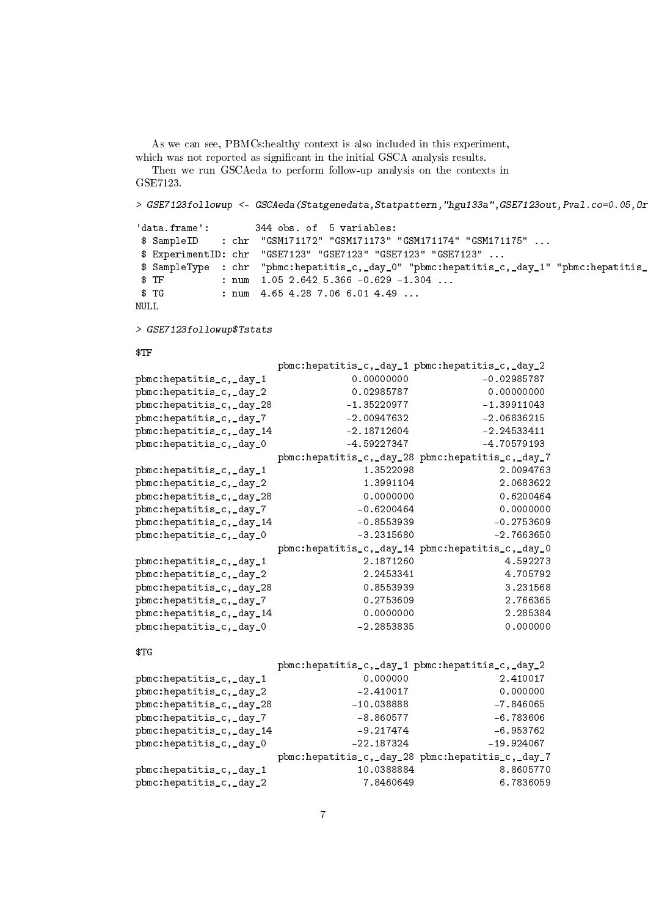As we can see, PBMCs:healthy context is also included in this experiment, which was not reported as significant in the initial GSCA analysis results.

Then we run GSCAeda to perform follow-up analysis on the contexts in GSE7123.

```
> GSE7123followup <- GSCAeda(Statgenedata,Statpattern,"hgu133a",GSE7123out,Pval.co=0.05,Or

'data.frame':        344 obs. of  5 variables:
 $ SampleID    : chr  "GSM171172" "GSM171173" "GSM171174" "GSM171175" ...
 $ ExperimentID: chr  "GSE7123" "GSE7123" "GSE7123" "GSE7123" ...
 $ SampleType  : chr  "pbmc:hepatitis_c,_day_0" "pbmc:hepatitis_c,_day_1" "pbmc:hepatitis_
 $ TF          : num  1.05 2.642 5.366 -0.629 -1.304 ...
 $ TG          : num  4.65 4.28 7.06 6.01 4.49 ...
NULL

> GSE7123followup$Tstats

$TF
                        pbmc:hepatitis_c,_day_1 pbmc:hepatitis_c,_day_2
pbmc:hepatitis_c,_day_1              0.00000000             -0.02985787
pbmc:hepatitis_c,_day_2              0.02985787              0.00000000
pbmc:hepatitis_c,_day_28            -1.35220977             -1.39911043
pbmc:hepatitis_c,_day_7             -2.00947632             -2.06836215
pbmc:hepatitis_c,_day_14            -2.18712604             -2.24533411
pbmc:hepatitis_c,_day_0             -4.59227347             -4.70579193
                        pbmc:hepatitis_c,_day_28 pbmc:hepatitis_c,_day_7
pbmc:hepatitis_c,_day_1                1.3522098               2.0094763
pbmc:hepatitis_c,_day_2                1.3991104               2.0683622
pbmc:hepatitis_c,_day_28               0.0000000               0.6200464
pbmc:hepatitis_c,_day_7               -0.6200464               0.0000000
pbmc:hepatitis_c,_day_14              -0.8553939              -0.2753609
pbmc:hepatitis_c,_day_0               -3.2315680              -2.7663650
                        pbmc:hepatitis_c,_day_14 pbmc:hepatitis_c,_day_0
pbmc:hepatitis_c,_day_1                2.1871260                4.592273
pbmc:hepatitis_c,_day_2                2.2453341                4.705792
pbmc:hepatitis_c,_day_28               0.8553939                3.231568
pbmc:hepatitis_c,_day_7                0.2753609                2.766365
pbmc:hepatitis_c,_day_14               0.0000000                2.285384
pbmc:hepatitis_c,_day_0               -2.2853835                0.000000

$TG
                        pbmc:hepatitis_c,_day_1 pbmc:hepatitis_c,_day_2
pbmc:hepatitis_c,_day_1                0.000000                2.410017
pbmc:hepatitis_c,_day_2               -2.410017                0.000000
pbmc:hepatitis_c,_day_28             -10.038888               -7.846065
pbmc:hepatitis_c,_day_7               -8.860577               -6.783606
pbmc:hepatitis_c,_day_14              -9.217474               -6.953762
pbmc:hepatitis_c,_day_0              -22.187324              -19.924067
                        pbmc:hepatitis_c,_day_28 pbmc:hepatitis_c,_day_7
pbmc:hepatitis_c,_day_1               10.0388884               8.8605770
pbmc:hepatitis_c,_day_2                7.8460649               6.7836059
```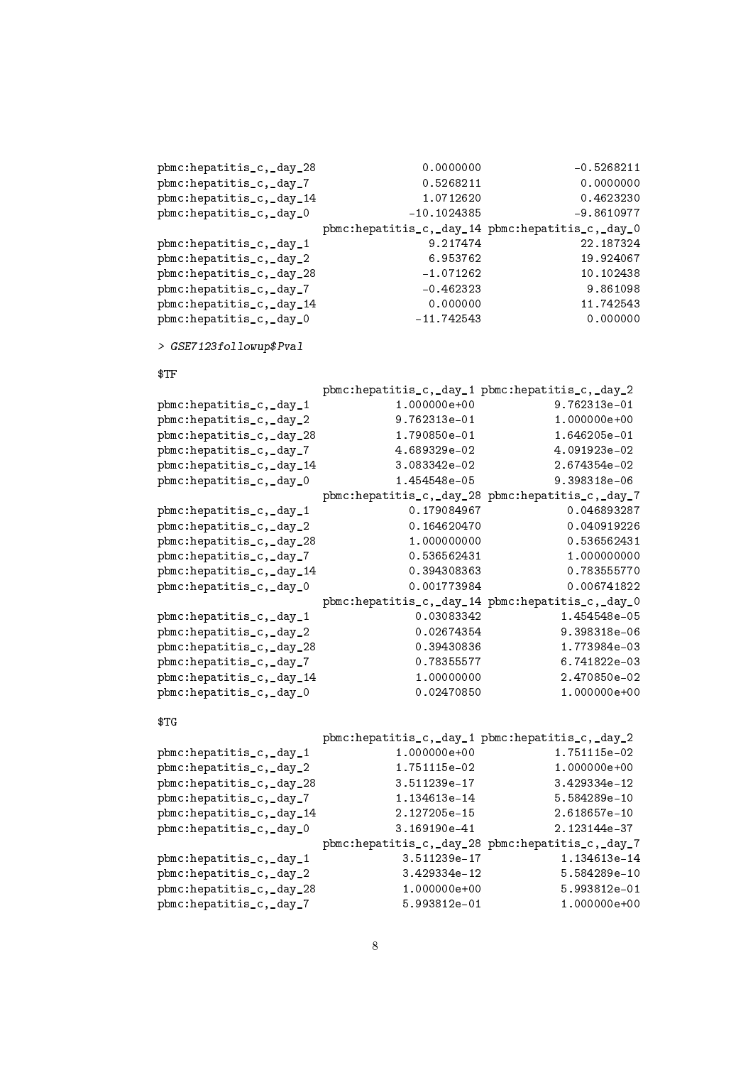```
pbmc:hepatitis_c,_day_28                0.0000000              -0.5268211
pbmc:hepatitis_c,_day_7                 0.5268211               0.0000000
pbmc:hepatitis_c,_day_14                1.0712620               0.4623230
pbmc:hepatitis_c,_day_0               -10.1024385              -9.8610977
                         pbmc:hepatitis_c,_day_14 pbmc:hepatitis_c,_day_0
pbmc:hepatitis_c,_day_1                  9.217474               22.187324
pbmc:hepatitis_c,_day_2                  6.953762               19.924067
pbmc:hepatitis_c,_day_28                -1.071262               10.102438
pbmc:hepatitis_c,_day_7                 -0.462323                9.861098
pbmc:hepatitis_c,_day_14                 0.000000               11.742543
pbmc:hepatitis_c,_day_0                -11.742543                0.000000
```

```
> GSE7123followup$Pval
```

```
$TF
                         pbmc:hepatitis_c,_day_1 pbmc:hepatitis_c,_day_2
pbmc:hepatitis_c,_day_1             1.000000e+00            9.762313e-01
pbmc:hepatitis_c,_day_2             9.762313e-01            1.000000e+00
pbmc:hepatitis_c,_day_28            1.790850e-01            1.646205e-01
pbmc:hepatitis_c,_day_7             4.689329e-02            4.091923e-02
pbmc:hepatitis_c,_day_14            3.083342e-02            2.674354e-02
pbmc:hepatitis_c,_day_0             1.454548e-05            9.398318e-06
                         pbmc:hepatitis_c,_day_28 pbmc:hepatitis_c,_day_7
pbmc:hepatitis_c,_day_1               0.179084967             0.046893287
pbmc:hepatitis_c,_day_2               0.164620470             0.040919226
pbmc:hepatitis_c,_day_28              1.000000000             0.536562431
pbmc:hepatitis_c,_day_7               0.536562431             1.000000000
pbmc:hepatitis_c,_day_14              0.394308363             0.783555770
pbmc:hepatitis_c,_day_0               0.001773984             0.006741822
                         pbmc:hepatitis_c,_day_14 pbmc:hepatitis_c,_day_0
pbmc:hepatitis_c,_day_1                0.03083342            1.454548e-05
pbmc:hepatitis_c,_day_2                0.02674354            9.398318e-06
pbmc:hepatitis_c,_day_28               0.39430836            1.773984e-03
pbmc:hepatitis_c,_day_7                0.78355577            6.741822e-03
pbmc:hepatitis_c,_day_14               1.00000000            2.470850e-02
pbmc:hepatitis_c,_day_0                0.02470850            1.000000e+00
```

```
$TG
                         pbmc:hepatitis_c,_day_1 pbmc:hepatitis_c,_day_2
pbmc:hepatitis_c,_day_1             1.000000e+00            1.751115e-02
pbmc:hepatitis_c,_day_2             1.751115e-02            1.000000e+00
pbmc:hepatitis_c,_day_28            3.511239e-17            3.429334e-12
pbmc:hepatitis_c,_day_7             1.134613e-14            5.584289e-10
pbmc:hepatitis_c,_day_14            2.127205e-15            2.618657e-10
pbmc:hepatitis_c,_day_0             3.169190e-41            2.123144e-37
                         pbmc:hepatitis_c,_day_28 pbmc:hepatitis_c,_day_7
pbmc:hepatitis_c,_day_1              3.511239e-17            1.134613e-14
pbmc:hepatitis_c,_day_2              3.429334e-12            5.584289e-10
pbmc:hepatitis_c,_day_28             1.000000e+00            5.993812e-01
pbmc:hepatitis_c,_day_7              5.993812e-01            1.000000e+00
```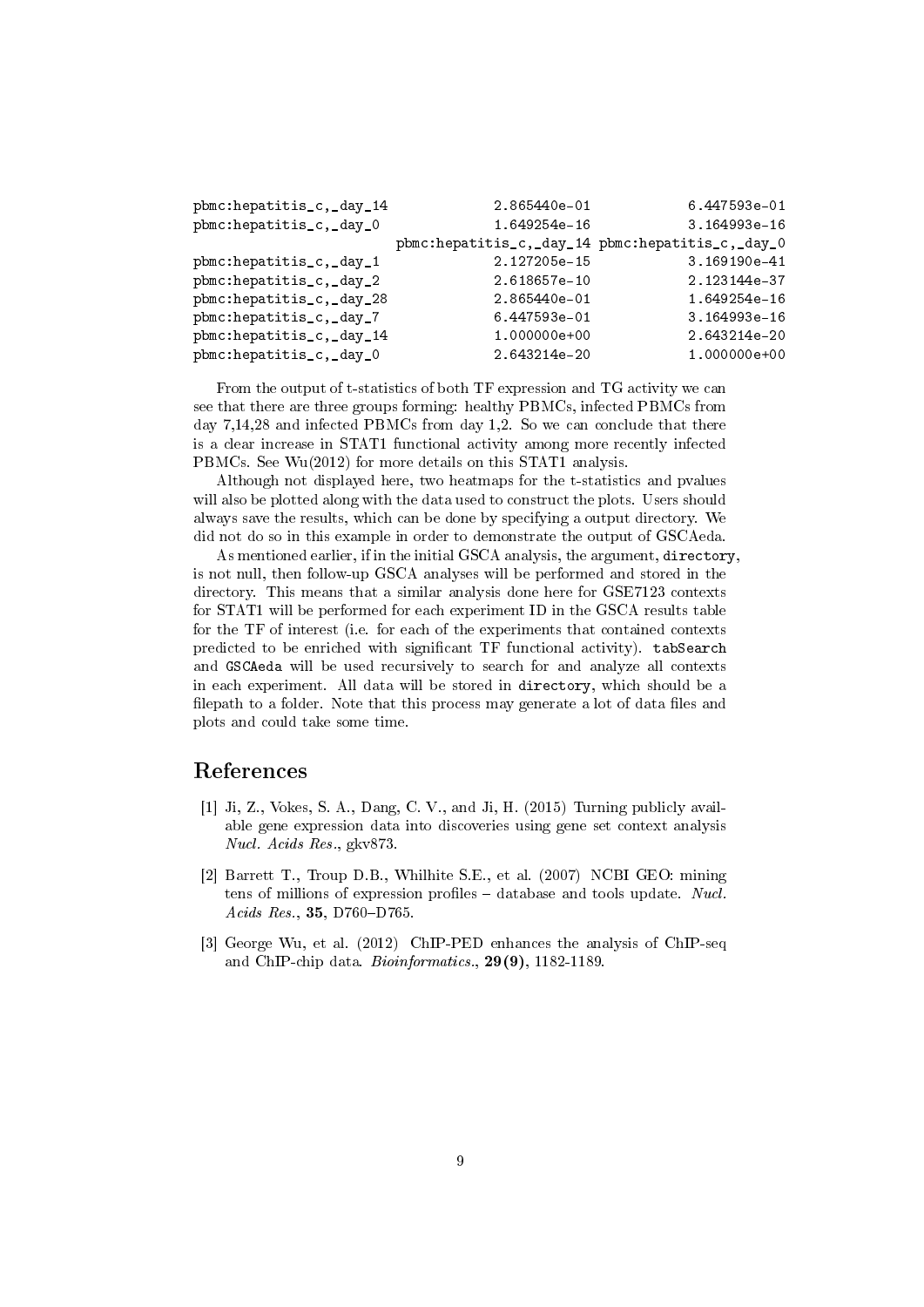```
pbmc:hepatitis_c,_day_14            2.865440e-01            6.447593e-01
pbmc:hepatitis_c,_day_0             1.649254e-16            3.164993e-16
                          pbmc:hepatitis_c,_day_14 pbmc:hepatitis_c,_day_0
pbmc:hepatitis_c,_day_1             2.127205e-15            3.169190e-41
pbmc:hepatitis_c,_day_2             2.618657e-10            2.123144e-37
pbmc:hepatitis_c,_day_28            2.865440e-01            1.649254e-16
pbmc:hepatitis_c,_day_7             6.447593e-01            3.164993e-16
pbmc:hepatitis_c,_day_14            1.000000e+00            2.643214e-20
pbmc:hepatitis_c,_day_0             2.643214e-20            1.000000e+00
```

From the output of t-statistics of both TF expression and TG activity we can see that there are three groups forming: healthy PBMCs, infected PBMCs from day 7,14,28 and infected PBMCs from day 1,2. So we can conclude that there is a clear increase in STAT1 functional activity among more recently infected PBMCs. See Wu(2012) for more details on this STAT1 analysis.

Although not displayed here, two heatmaps for the t-statistics and pvalues will also be plotted along with the data used to construct the plots. Users should always save the results, which can be done by specifying a output directory. We did not do so in this example in order to demonstrate the output of GSCAeda.

As mentioned earlier, if in the initial GSCA analysis, the argument, `directory`, is not null, then follow-up GSCA analyses will be performed and stored in the directory. This means that a similar analysis done here for GSE7123 contexts for STAT1 will be performed for each experiment ID in the GSCA results table for the TF of interest (i.e. for each of the experiments that contained contexts predicted to be enriched with significant TF functional activity). `tabSearch` and `GSCAeda` will be used recursively to search for and analyze all contexts in each experiment. All data will be stored in `directory`, which should be a filepath to a folder. Note that this process may generate a lot of data files and plots and could take some time.

## References

[1] Ji, Z., Vokes, S. A., Dang, C. V., and Ji, H. (2015) Turning publicly available gene expression data into discoveries using gene set context analysis *Nucl. Acids Res.*, gkv873.

[2] Barrett T., Troup D.B., Whilhite S.E., et al. (2007) NCBI GEO: mining tens of millions of expression profiles – database and tools update. *Nucl. Acids Res.*, **35**, D760–D765.

[3] George Wu, et al. (2012) ChIP-PED enhances the analysis of ChIP-seq and ChIP-chip data. *Bioinformatics.*, **29(9)**, 1182-1189.